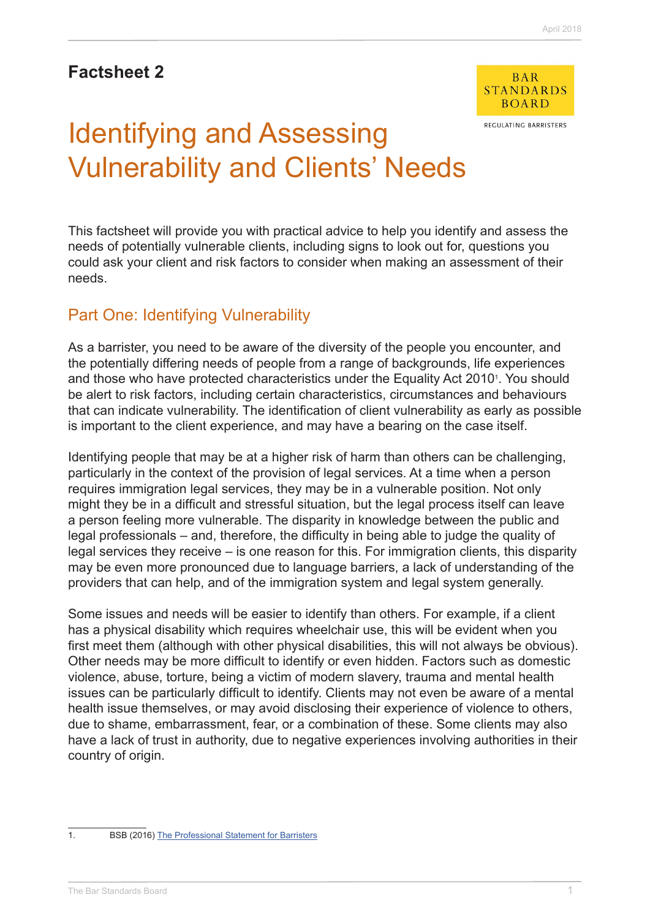# Factsheet 2

BAR STANDARDS BOARD

REGULATING BARRISTERS

# Identifying and Assessing Vulnerability and Clients' Needs

This factsheet will provide you with practical advice to help you identify and assess the needs of potentially vulnerable clients, including signs to look out for, questions you could ask your client and risk factors to consider when making an assessment of their needs.

## Part One: Identifying Vulnerability

As a barrister, you need to be aware of the diversity of the people you encounter, and the potentially differing needs of people from a range of backgrounds, life experiences and those who have protected characteristics under the Equality Act 2010[1]. You should be alert to risk factors, including certain characteristics, circumstances and behaviours that can indicate vulnerability. The identification of client vulnerability as early as possible is important to the client experience, and may have a bearing on the case itself.

Identifying people that may be at a higher risk of harm than others can be challenging, particularly in the context of the provision of legal services. At a time when a person requires immigration legal services, they may be in a vulnerable position. Not only might they be in a difficult and stressful situation, but the legal process itself can leave a person feeling more vulnerable. The disparity in knowledge between the public and legal professionals – and, therefore, the difficulty in being able to judge the quality of legal services they receive – is one reason for this. For immigration clients, this disparity may be even more pronounced due to language barriers, a lack of understanding of the providers that can help, and of the immigration system and legal system generally.

Some issues and needs will be easier to identify than others. For example, if a client has a physical disability which requires wheelchair use, this will be evident when you first meet them (although with other physical disabilities, this will not always be obvious). Other needs may be more difficult to identify or even hidden. Factors such as domestic violence, abuse, torture, being a victim of modern slavery, trauma and mental health issues can be particularly difficult to identify. Clients may not even be aware of a mental health issue themselves, or may avoid disclosing their experience of violence to others, due to shame, embarrassment, fear, or a combination of these. Some clients may also have a lack of trust in authority, due to negative experiences involving authorities in their country of origin.

---

1. BSB (2016) The Professional Statement for Barristers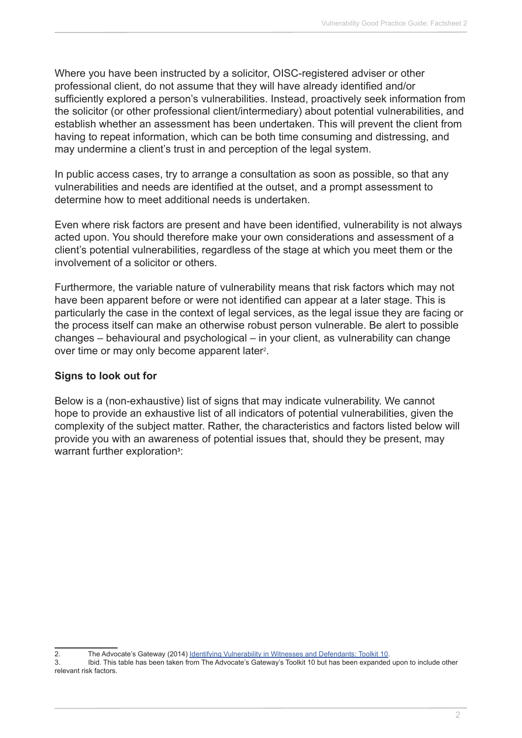Where you have been instructed by a solicitor, OISC-registered adviser or other professional client, do not assume that they will have already identified and/or sufficiently explored a person's vulnerabilities. Instead, proactively seek information from the solicitor (or other professional client/intermediary) about potential vulnerabilities, and establish whether an assessment has been undertaken. This will prevent the client from having to repeat information, which can be both time consuming and distressing, and may undermine a client's trust in and perception of the legal system.

In public access cases, try to arrange a consultation as soon as possible, so that any vulnerabilities and needs are identified at the outset, and a prompt assessment to determine how to meet additional needs is undertaken.

Even where risk factors are present and have been identified, vulnerability is not always acted upon. You should therefore make your own considerations and assessment of a client's potential vulnerabilities, regardless of the stage at which you meet them or the involvement of a solicitor or others.

Furthermore, the variable nature of vulnerability means that risk factors which may not have been apparent before or were not identified can appear at a later stage. This is particularly the case in the context of legal services, as the legal issue they are facing or the process itself can make an otherwise robust person vulnerable. Be alert to possible changes – behavioural and psychological – in your client, as vulnerability can change over time or may only become apparent later[2].

**Signs to look out for**

Below is a (non-exhaustive) list of signs that may indicate vulnerability. We cannot hope to provide an exhaustive list of all indicators of potential vulnerabilities, given the complexity of the subject matter. Rather, the characteristics and factors listed below will provide you with an awareness of potential issues that, should they be present, may warrant further exploration[3]:

2. The Advocate's Gateway (2014) Identifying Vulnerability in Witnesses and Defendants: Toolkit 10.

3. Ibid. This table has been taken from The Advocate's Gateway's Toolkit 10 but has been expanded upon to include other relevant risk factors.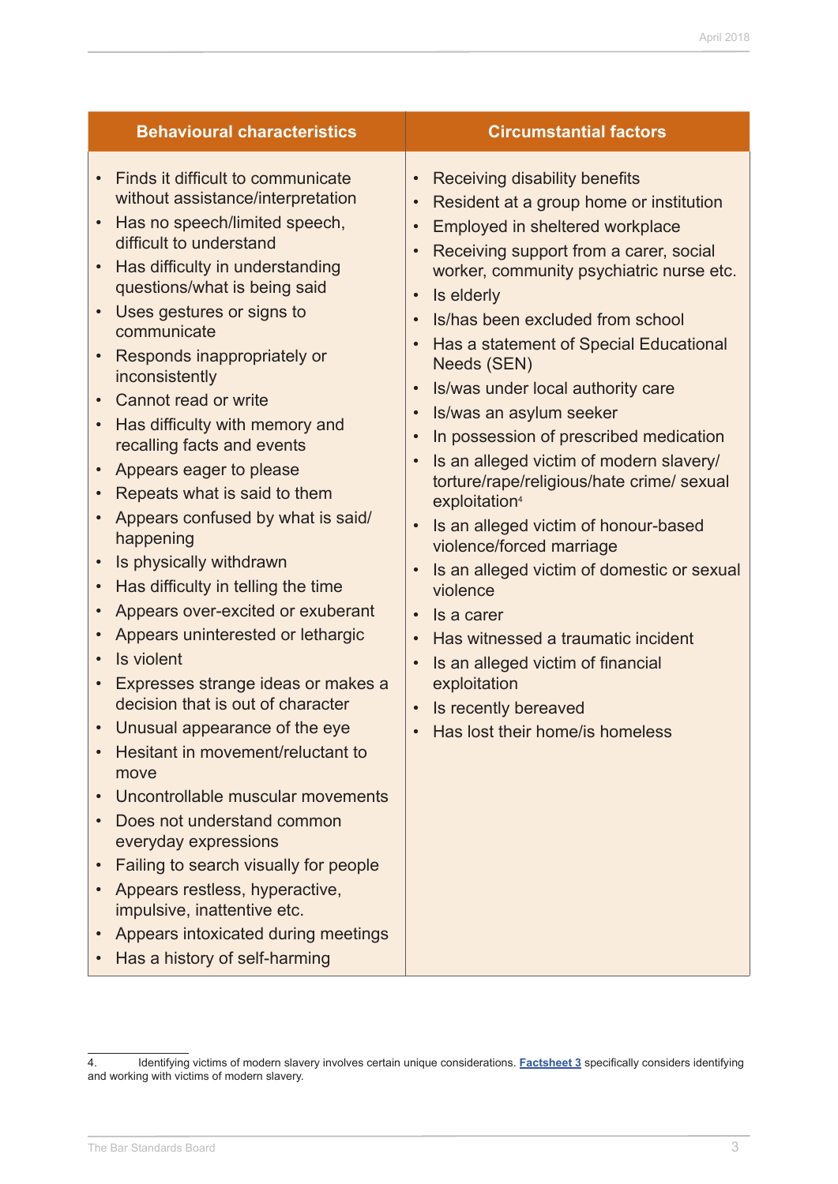| Behavioural characteristics | Circumstantial factors |
|---|---|
| • Finds it difficult to communicate without assistance/interpretation<br>• Has no speech/limited speech, difficult to understand<br>• Has difficulty in understanding questions/what is being said<br>• Uses gestures or signs to communicate<br>• Responds inappropriately or inconsistently<br>• Cannot read or write<br>• Has difficulty with memory and recalling facts and events<br>• Appears eager to please<br>• Repeats what is said to them<br>• Appears confused by what is said/ happening<br>• Is physically withdrawn<br>• Has difficulty in telling the time<br>• Appears over-excited or exuberant<br>• Appears uninterested or lethargic<br>• Is violent<br>• Expresses strange ideas or makes a decision that is out of character<br>• Unusual appearance of the eye<br>• Hesitant in movement/reluctant to move<br>• Uncontrollable muscular movements<br>• Does not understand common everyday expressions<br>• Failing to search visually for people<br>• Appears restless, hyperactive, impulsive, inattentive etc.<br>• Appears intoxicated during meetings<br>• Has a history of self-harming | • Receiving disability benefits<br>• Resident at a group home or institution<br>• Employed in sheltered workplace<br>• Receiving support from a carer, social worker, community psychiatric nurse etc.<br>• Is elderly<br>• Is/has been excluded from school<br>• Has a statement of Special Educational Needs (SEN)<br>• Is/was under local authority care<br>• Is/was an asylum seeker<br>• In possession of prescribed medication<br>• Is an alleged victim of modern slavery/ torture/rape/religious/hate crime/ sexual exploitation[4]<br>• Is an alleged victim of honour-based violence/forced marriage<br>• Is an alleged victim of domestic or sexual violence<br>• Is a carer<br>• Has witnessed a traumatic incident<br>• Is an alleged victim of financial exploitation<br>• Is recently bereaved<br>• Has lost their home/is homeless |

4. Identifying victims of modern slavery involves certain unique considerations. **Factsheet 3** specifically considers identifying and working with victims of modern slavery.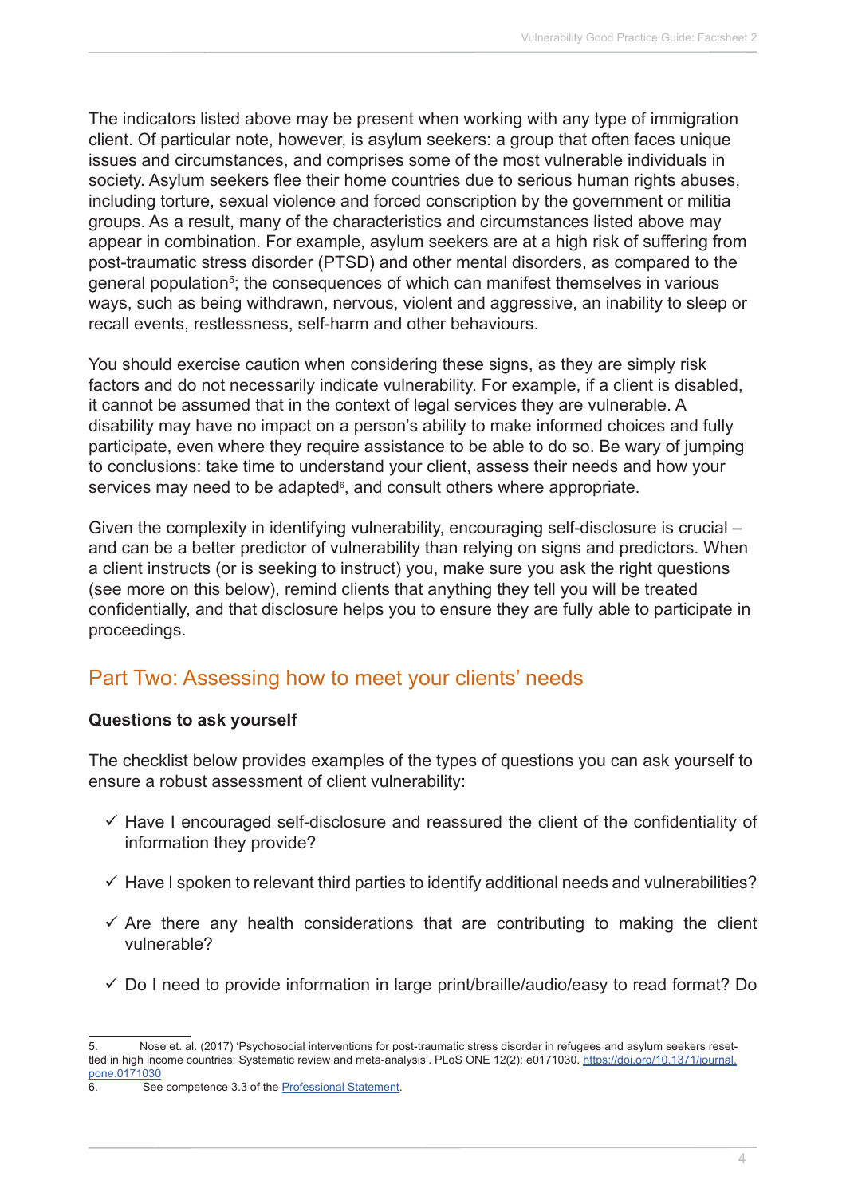The indicators listed above may be present when working with any type of immigration client. Of particular note, however, is asylum seekers: a group that often faces unique issues and circumstances, and comprises some of the most vulnerable individuals in society. Asylum seekers flee their home countries due to serious human rights abuses, including torture, sexual violence and forced conscription by the government or militia groups. As a result, many of the characteristics and circumstances listed above may appear in combination. For example, asylum seekers are at a high risk of suffering from post-traumatic stress disorder (PTSD) and other mental disorders, as compared to the general population[5]; the consequences of which can manifest themselves in various ways, such as being withdrawn, nervous, violent and aggressive, an inability to sleep or recall events, restlessness, self-harm and other behaviours.

You should exercise caution when considering these signs, as they are simply risk factors and do not necessarily indicate vulnerability. For example, if a client is disabled, it cannot be assumed that in the context of legal services they are vulnerable. A disability may have no impact on a person's ability to make informed choices and fully participate, even where they require assistance to be able to do so. Be wary of jumping to conclusions: take time to understand your client, assess their needs and how your services may need to be adapted[6], and consult others where appropriate.

Given the complexity in identifying vulnerability, encouraging self-disclosure is crucial – and can be a better predictor of vulnerability than relying on signs and predictors. When a client instructs (or is seeking to instruct) you, make sure you ask the right questions (see more on this below), remind clients that anything they tell you will be treated confidentially, and that disclosure helps you to ensure they are fully able to participate in proceedings.

## Part Two: Assessing how to meet your clients' needs

### Questions to ask yourself

The checklist below provides examples of the types of questions you can ask yourself to ensure a robust assessment of client vulnerability:

- ✓ Have I encouraged self-disclosure and reassured the client of the confidentiality of information they provide?
- ✓ Have I spoken to relevant third parties to identify additional needs and vulnerabilities?
- ✓ Are there any health considerations that are contributing to making the client vulnerable?
- ✓ Do I need to provide information in large print/braille/audio/easy to read format? Do

---

5. Nose et. al. (2017) 'Psychosocial interventions for post-traumatic stress disorder in refugees and asylum seekers resettled in high income countries: Systematic review and meta-analysis'. PLoS ONE 12(2): e0171030. https://doi.org/10.1371/journal.pone.0171030

6. See competence 3.3 of the Professional Statement.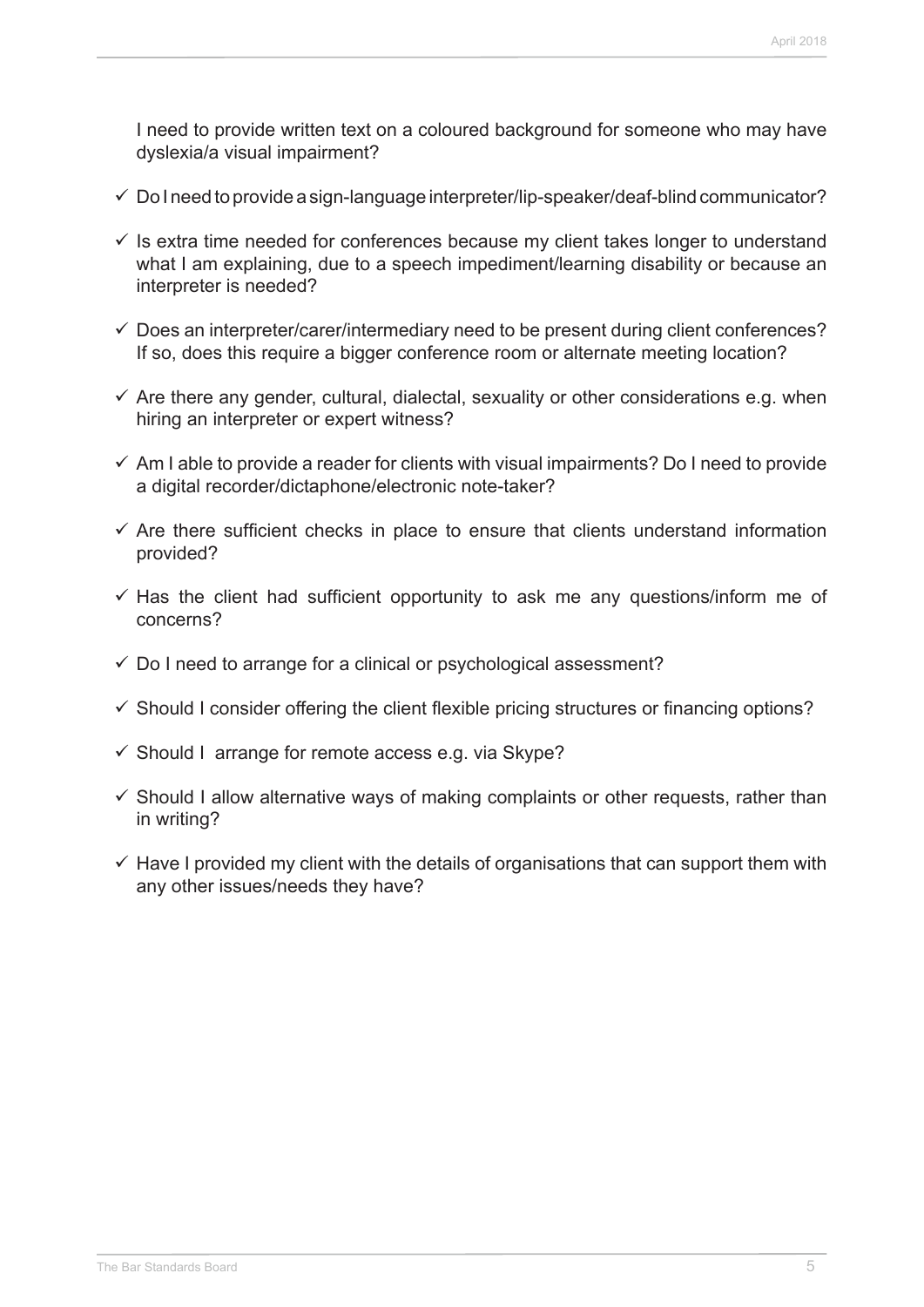I need to provide written text on a coloured background for someone who may have dyslexia/a visual impairment?

- ✓ Do I need to provide a sign-language interpreter/lip-speaker/deaf-blind communicator?
- ✓ Is extra time needed for conferences because my client takes longer to understand what I am explaining, due to a speech impediment/learning disability or because an interpreter is needed?
- ✓ Does an interpreter/carer/intermediary need to be present during client conferences? If so, does this require a bigger conference room or alternate meeting location?
- ✓ Are there any gender, cultural, dialectal, sexuality or other considerations e.g. when hiring an interpreter or expert witness?
- ✓ Am I able to provide a reader for clients with visual impairments? Do I need to provide a digital recorder/dictaphone/electronic note-taker?
- ✓ Are there sufficient checks in place to ensure that clients understand information provided?
- ✓ Has the client had sufficient opportunity to ask me any questions/inform me of concerns?
- ✓ Do I need to arrange for a clinical or psychological assessment?
- ✓ Should I consider offering the client flexible pricing structures or financing options?
- ✓ Should I arrange for remote access e.g. via Skype?
- ✓ Should I allow alternative ways of making complaints or other requests, rather than in writing?
- ✓ Have I provided my client with the details of organisations that can support them with any other issues/needs they have?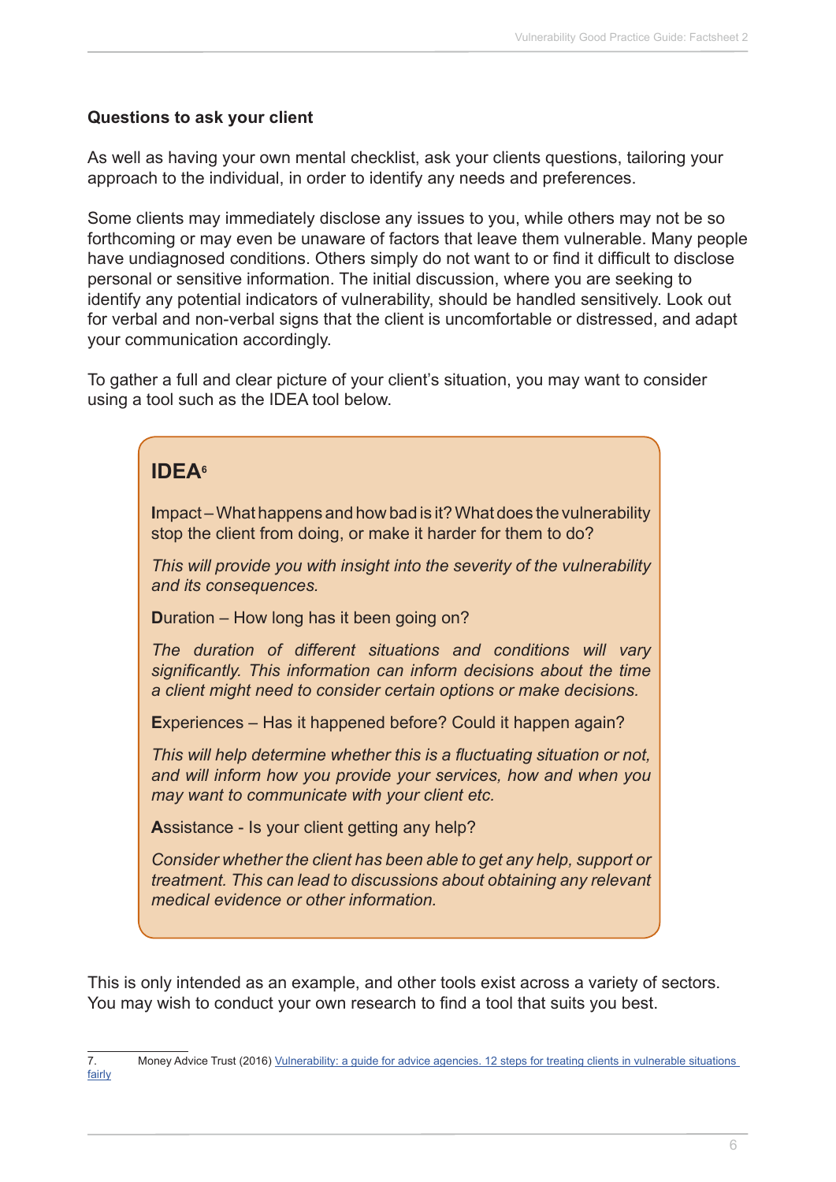**Questions to ask your client**

As well as having your own mental checklist, ask your clients questions, tailoring your approach to the individual, in order to identify any needs and preferences.

Some clients may immediately disclose any issues to you, while others may not be so forthcoming or may even be unaware of factors that leave them vulnerable. Many people have undiagnosed conditions. Others simply do not want to or find it difficult to disclose personal or sensitive information. The initial discussion, where you are seeking to identify any potential indicators of vulnerability, should be handled sensitively. Look out for verbal and non-verbal signs that the client is uncomfortable or distressed, and adapt your communication accordingly.

To gather a full and clear picture of your client's situation, you may want to consider using a tool such as the IDEA tool below.

## IDEA[6]

**I**mpact – What happens and how bad is it? What does the vulnerability stop the client from doing, or make it harder for them to do?

*This will provide you with insight into the severity of the vulnerability and its consequences.*

**D**uration – How long has it been going on?

*The duration of different situations and conditions will vary significantly. This information can inform decisions about the time a client might need to consider certain options or make decisions.*

**E**xperiences – Has it happened before? Could it happen again?

*This will help determine whether this is a fluctuating situation or not, and will inform how you provide your services, how and when you may want to communicate with your client etc.*

**A**ssistance - Is your client getting any help?

*Consider whether the client has been able to get any help, support or treatment. This can lead to discussions about obtaining any relevant medical evidence or other information.*

This is only intended as an example, and other tools exist across a variety of sectors. You may wish to conduct your own research to find a tool that suits you best.

---

7. Money Advice Trust (2016) Vulnerability: a guide for advice agencies. 12 steps for treating clients in vulnerable situations fairly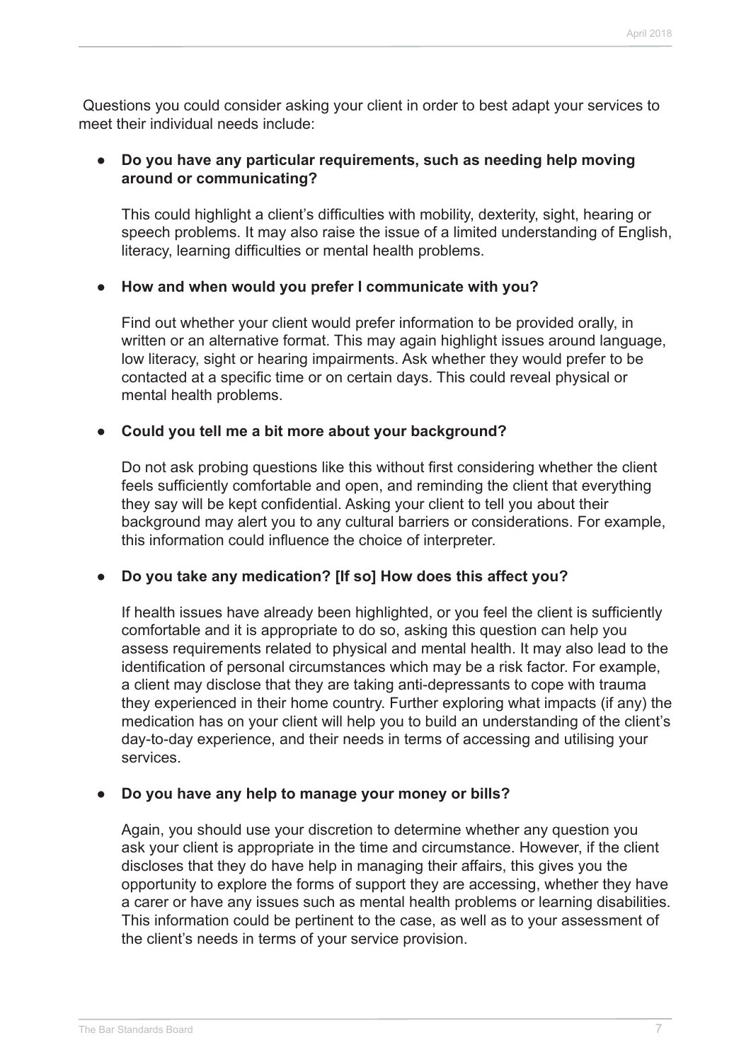Questions you could consider asking your client in order to best adapt your services to meet their individual needs include:

- **Do you have any particular requirements, such as needing help moving around or communicating?**

  This could highlight a client's difficulties with mobility, dexterity, sight, hearing or speech problems. It may also raise the issue of a limited understanding of English, literacy, learning difficulties or mental health problems.

- **How and when would you prefer I communicate with you?**

  Find out whether your client would prefer information to be provided orally, in written or an alternative format. This may again highlight issues around language, low literacy, sight or hearing impairments. Ask whether they would prefer to be contacted at a specific time or on certain days. This could reveal physical or mental health problems.

- **Could you tell me a bit more about your background?**

  Do not ask probing questions like this without first considering whether the client feels sufficiently comfortable and open, and reminding the client that everything they say will be kept confidential. Asking your client to tell you about their background may alert you to any cultural barriers or considerations. For example, this information could influence the choice of interpreter.

- **Do you take any medication? [If so] How does this affect you?**

  If health issues have already been highlighted, or you feel the client is sufficiently comfortable and it is appropriate to do so, asking this question can help you assess requirements related to physical and mental health. It may also lead to the identification of personal circumstances which may be a risk factor. For example, a client may disclose that they are taking anti-depressants to cope with trauma they experienced in their home country. Further exploring what impacts (if any) the medication has on your client will help you to build an understanding of the client's day-to-day experience, and their needs in terms of accessing and utilising your services.

- **Do you have any help to manage your money or bills?**

  Again, you should use your discretion to determine whether any question you ask your client is appropriate in the time and circumstance. However, if the client discloses that they do have help in managing their affairs, this gives you the opportunity to explore the forms of support they are accessing, whether they have a carer or have any issues such as mental health problems or learning disabilities. This information could be pertinent to the case, as well as to your assessment of the client's needs in terms of your service provision.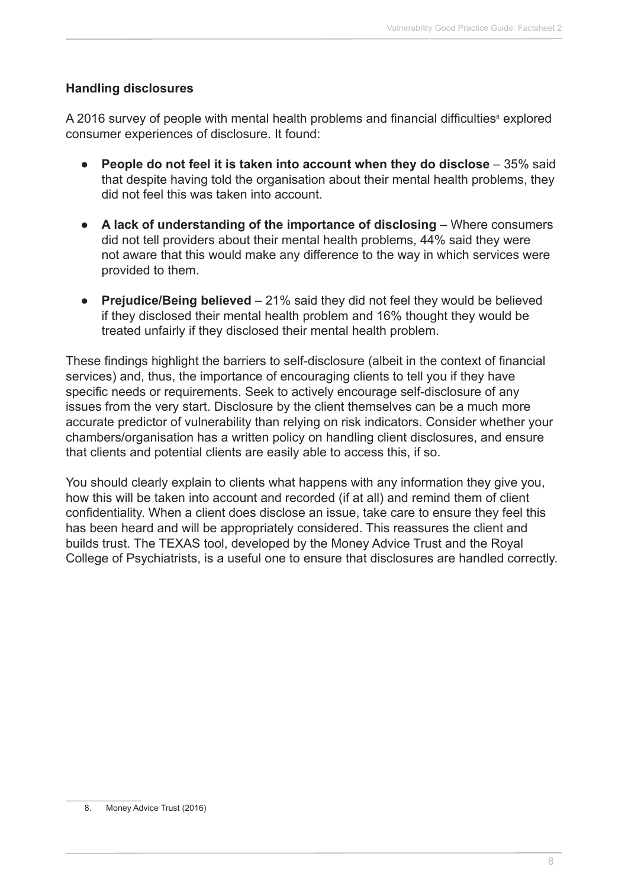**Handling disclosures**

A 2016 survey of people with mental health problems and financial difficulties[8] explored consumer experiences of disclosure. It found:

- **People do not feel it is taken into account when they do disclose** – 35% said that despite having told the organisation about their mental health problems, they did not feel this was taken into account.
- **A lack of understanding of the importance of disclosing** – Where consumers did not tell providers about their mental health problems, 44% said they were not aware that this would make any difference to the way in which services were provided to them.
- **Prejudice/Being believed** – 21% said they did not feel they would be believed if they disclosed their mental health problem and 16% thought they would be treated unfairly if they disclosed their mental health problem.

These findings highlight the barriers to self-disclosure (albeit in the context of financial services) and, thus, the importance of encouraging clients to tell you if they have specific needs or requirements. Seek to actively encourage self-disclosure of any issues from the very start. Disclosure by the client themselves can be a much more accurate predictor of vulnerability than relying on risk indicators. Consider whether your chambers/organisation has a written policy on handling client disclosures, and ensure that clients and potential clients are easily able to access this, if so.

You should clearly explain to clients what happens with any information they give you, how this will be taken into account and recorded (if at all) and remind them of client confidentiality. When a client does disclose an issue, take care to ensure they feel this has been heard and will be appropriately considered. This reassures the client and builds trust. The TEXAS tool, developed by the Money Advice Trust and the Royal College of Psychiatrists, is a useful one to ensure that disclosures are handled correctly.

8. Money Advice Trust (2016)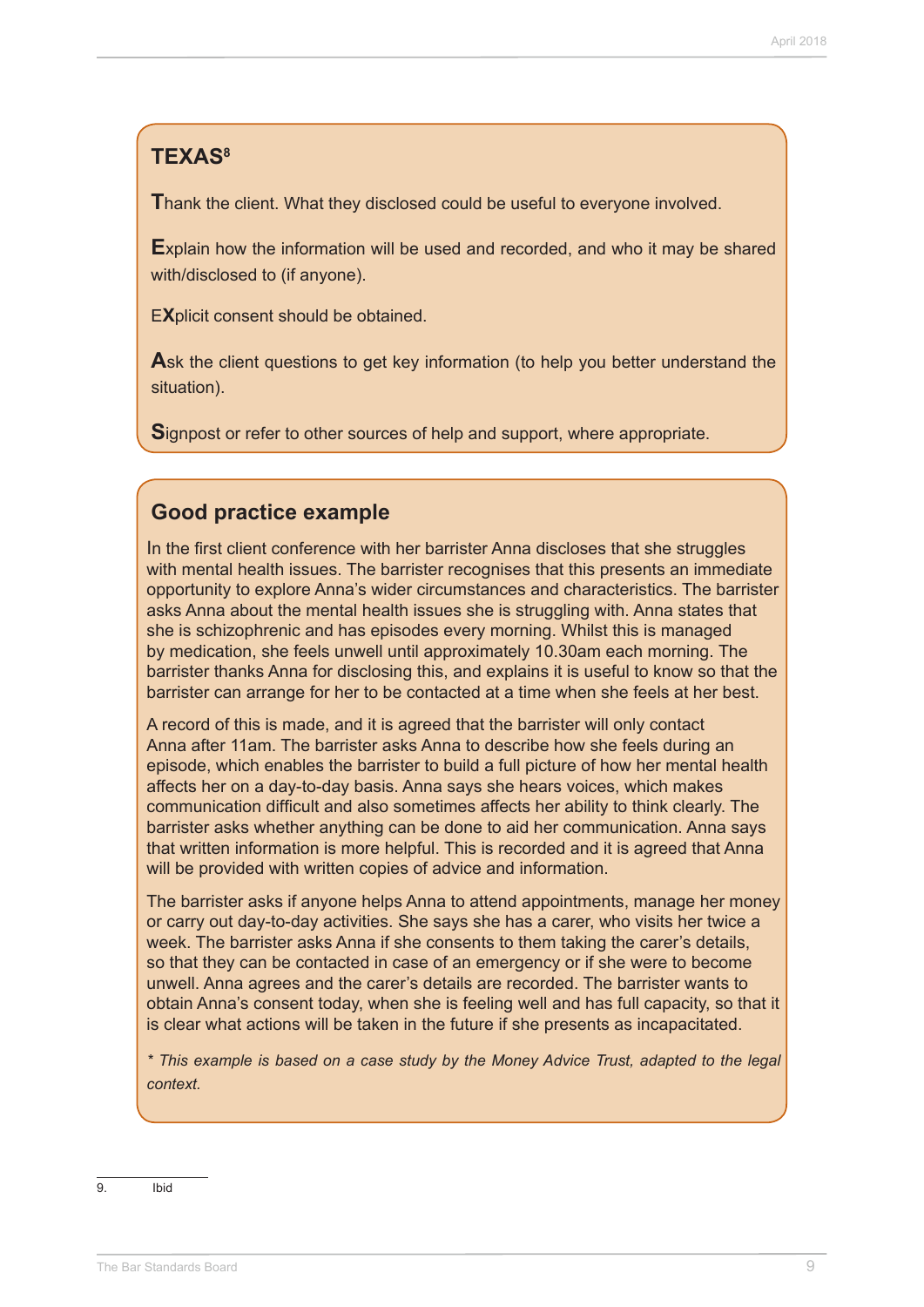## TEXAS[8]

**T**hank the client. What they disclosed could be useful to everyone involved.

**E**xplain how the information will be used and recorded, and who it may be shared with/disclosed to (if anyone).

E**X**plicit consent should be obtained.

**A**sk the client questions to get key information (to help you better understand the situation).

**S**ignpost or refer to other sources of help and support, where appropriate.

## Good practice example

In the first client conference with her barrister Anna discloses that she struggles with mental health issues. The barrister recognises that this presents an immediate opportunity to explore Anna's wider circumstances and characteristics. The barrister asks Anna about the mental health issues she is struggling with. Anna states that she is schizophrenic and has episodes every morning. Whilst this is managed by medication, she feels unwell until approximately 10.30am each morning. The barrister thanks Anna for disclosing this, and explains it is useful to know so that the barrister can arrange for her to be contacted at a time when she feels at her best.

A record of this is made, and it is agreed that the barrister will only contact Anna after 11am. The barrister asks Anna to describe how she feels during an episode, which enables the barrister to build a full picture of how her mental health affects her on a day-to-day basis. Anna says she hears voices, which makes communication difficult and also sometimes affects her ability to think clearly. The barrister asks whether anything can be done to aid her communication. Anna says that written information is more helpful. This is recorded and it is agreed that Anna will be provided with written copies of advice and information.

The barrister asks if anyone helps Anna to attend appointments, manage her money or carry out day-to-day activities. She says she has a carer, who visits her twice a week. The barrister asks Anna if she consents to them taking the carer's details, so that they can be contacted in case of an emergency or if she were to become unwell. Anna agrees and the carer's details are recorded. The barrister wants to obtain Anna's consent today, when she is feeling well and has full capacity, so that it is clear what actions will be taken in the future if she presents as incapacitated.

*\* This example is based on a case study by the Money Advice Trust, adapted to the legal context.*

---

9. Ibid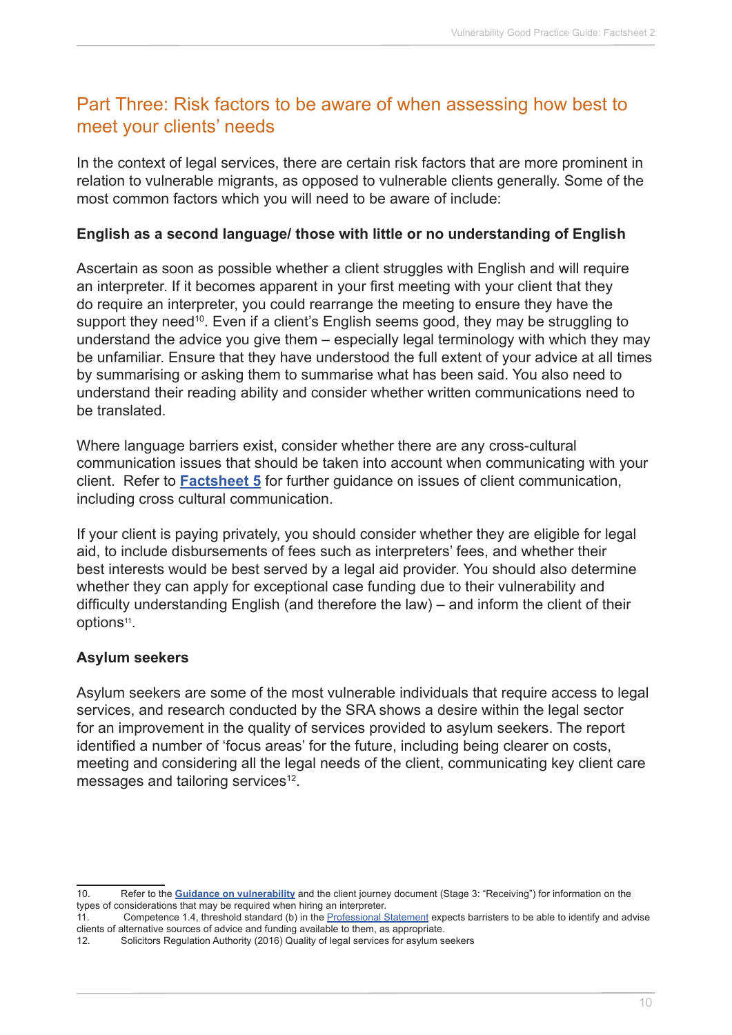## Part Three: Risk factors to be aware of when assessing how best to meet your clients' needs

In the context of legal services, there are certain risk factors that are more prominent in relation to vulnerable migrants, as opposed to vulnerable clients generally. Some of the most common factors which you will need to be aware of include:

**English as a second language/ those with little or no understanding of English**

Ascertain as soon as possible whether a client struggles with English and will require an interpreter. If it becomes apparent in your first meeting with your client that they do require an interpreter, you could rearrange the meeting to ensure they have the support they need[10]. Even if a client's English seems good, they may be struggling to understand the advice you give them – especially legal terminology with which they may be unfamiliar. Ensure that they have understood the full extent of your advice at all times by summarising or asking them to summarise what has been said. You also need to understand their reading ability and consider whether written communications need to be translated.

Where language barriers exist, consider whether there are any cross-cultural communication issues that should be taken into account when communicating with your client. Refer to **Factsheet 5** for further guidance on issues of client communication, including cross cultural communication.

If your client is paying privately, you should consider whether they are eligible for legal aid, to include disbursements of fees such as interpreters' fees, and whether their best interests would be best served by a legal aid provider. You should also determine whether they can apply for exceptional case funding due to their vulnerability and difficulty understanding English (and therefore the law) – and inform the client of their options[11].

**Asylum seekers**

Asylum seekers are some of the most vulnerable individuals that require access to legal services, and research conducted by the SRA shows a desire within the legal sector for an improvement in the quality of services provided to asylum seekers. The report identified a number of 'focus areas' for the future, including being clearer on costs, meeting and considering all the legal needs of the client, communicating key client care messages and tailoring services[12].

---

10. Refer to the **Guidance on vulnerability** and the client journey document (Stage 3: "Receiving") for information on the types of considerations that may be required when hiring an interpreter.
11. Competence 1.4, threshold standard (b) in the Professional Statement expects barristers to be able to identify and advise clients of alternative sources of advice and funding available to them, as appropriate.
12. Solicitors Regulation Authority (2016) Quality of legal services for asylum seekers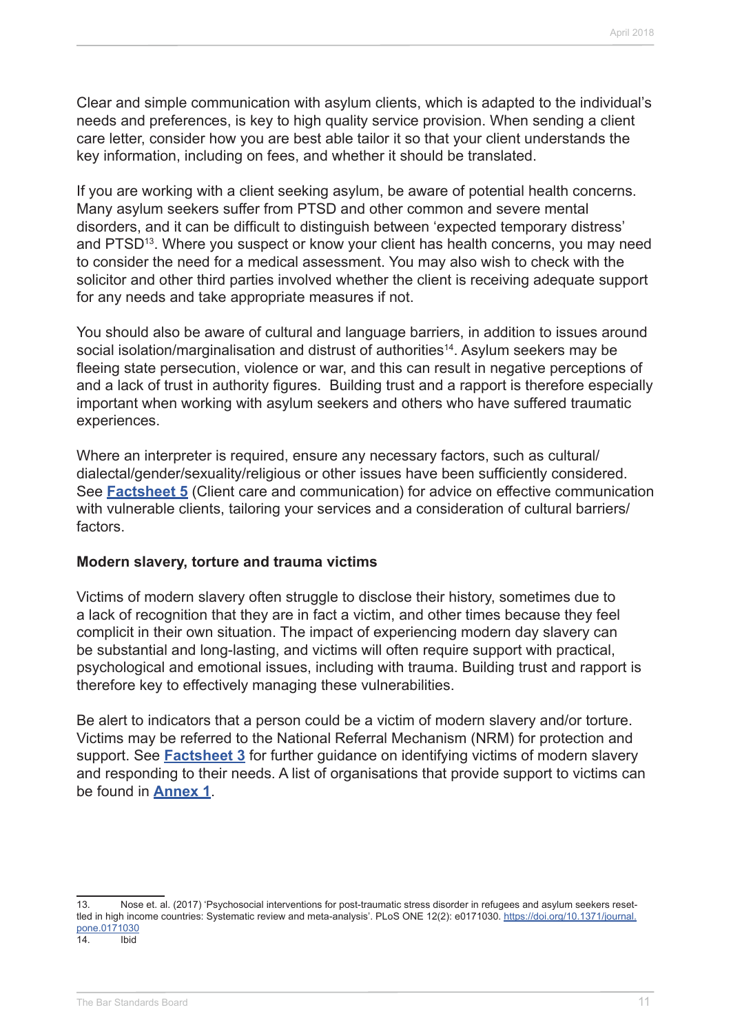Clear and simple communication with asylum clients, which is adapted to the individual's needs and preferences, is key to high quality service provision. When sending a client care letter, consider how you are best able tailor it so that your client understands the key information, including on fees, and whether it should be translated.

If you are working with a client seeking asylum, be aware of potential health concerns. Many asylum seekers suffer from PTSD and other common and severe mental disorders, and it can be difficult to distinguish between 'expected temporary distress' and PTSD[13]. Where you suspect or know your client has health concerns, you may need to consider the need for a medical assessment. You may also wish to check with the solicitor and other third parties involved whether the client is receiving adequate support for any needs and take appropriate measures if not.

You should also be aware of cultural and language barriers, in addition to issues around social isolation/marginalisation and distrust of authorities[14]. Asylum seekers may be fleeing state persecution, violence or war, and this can result in negative perceptions of and a lack of trust in authority figures. Building trust and a rapport is therefore especially important when working with asylum seekers and others who have suffered traumatic experiences.

Where an interpreter is required, ensure any necessary factors, such as cultural/dialectal/gender/sexuality/religious or other issues have been sufficiently considered. See **Factsheet 5** (Client care and communication) for advice on effective communication with vulnerable clients, tailoring your services and a consideration of cultural barriers/factors.

**Modern slavery, torture and trauma victims**

Victims of modern slavery often struggle to disclose their history, sometimes due to a lack of recognition that they are in fact a victim, and other times because they feel complicit in their own situation. The impact of experiencing modern day slavery can be substantial and long-lasting, and victims will often require support with practical, psychological and emotional issues, including with trauma. Building trust and rapport is therefore key to effectively managing these vulnerabilities.

Be alert to indicators that a person could be a victim of modern slavery and/or torture. Victims may be referred to the National Referral Mechanism (NRM) for protection and support. See **Factsheet 3** for further guidance on identifying victims of modern slavery and responding to their needs. A list of organisations that provide support to victims can be found in **Annex 1**.

---

13. Nose et. al. (2017) 'Psychosocial interventions for post-traumatic stress disorder in refugees and asylum seekers resettled in high income countries: Systematic review and meta-analysis'. PLoS ONE 12(2): e0171030. https://doi.org/10.1371/journal.pone.0171030

14. Ibid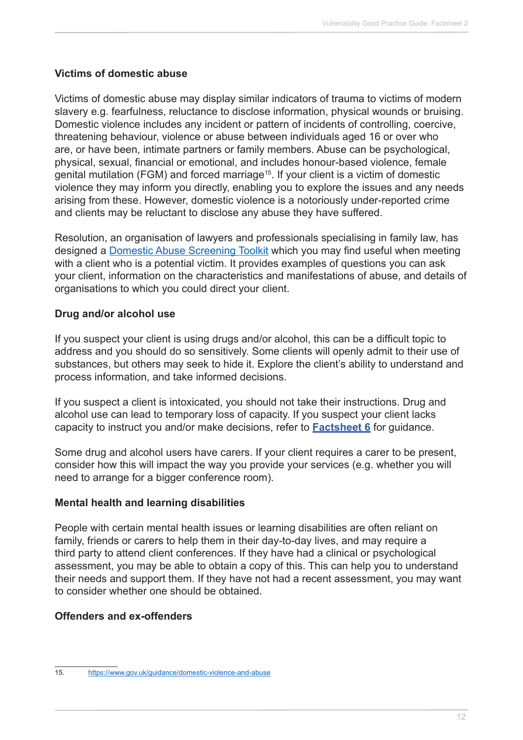### Victims of domestic abuse

Victims of domestic abuse may display similar indicators of trauma to victims of modern slavery e.g. fearfulness, reluctance to disclose information, physical wounds or bruising. Domestic violence includes any incident or pattern of incidents of controlling, coercive, threatening behaviour, violence or abuse between individuals aged 16 or over who are, or have been, intimate partners or family members. Abuse can be psychological, physical, sexual, financial or emotional, and includes honour-based violence, female genital mutilation (FGM) and forced marriage[15]. If your client is a victim of domestic violence they may inform you directly, enabling you to explore the issues and any needs arising from these. However, domestic violence is a notoriously under-reported crime and clients may be reluctant to disclose any abuse they have suffered.

Resolution, an organisation of lawyers and professionals specialising in family law, has designed a Domestic Abuse Screening Toolkit which you may find useful when meeting with a client who is a potential victim. It provides examples of questions you can ask your client, information on the characteristics and manifestations of abuse, and details of organisations to which you could direct your client.

### Drug and/or alcohol use

If you suspect your client is using drugs and/or alcohol, this can be a difficult topic to address and you should do so sensitively. Some clients will openly admit to their use of substances, but others may seek to hide it. Explore the client's ability to understand and process information, and take informed decisions.

If you suspect a client is intoxicated, you should not take their instructions. Drug and alcohol use can lead to temporary loss of capacity. If you suspect your client lacks capacity to instruct you and/or make decisions, refer to **Factsheet 6** for guidance.

Some drug and alcohol users have carers. If your client requires a carer to be present, consider how this will impact the way you provide your services (e.g. whether you will need to arrange for a bigger conference room).

### Mental health and learning disabilities

People with certain mental health issues or learning disabilities are often reliant on family, friends or carers to help them in their day-to-day lives, and may require a third party to attend client conferences. If they have had a clinical or psychological assessment, you may be able to obtain a copy of this. This can help you to understand their needs and support them. If they have not had a recent assessment, you may want to consider whether one should be obtained.

### Offenders and ex-offenders

---

15. https://www.gov.uk/guidance/domestic-violence-and-abuse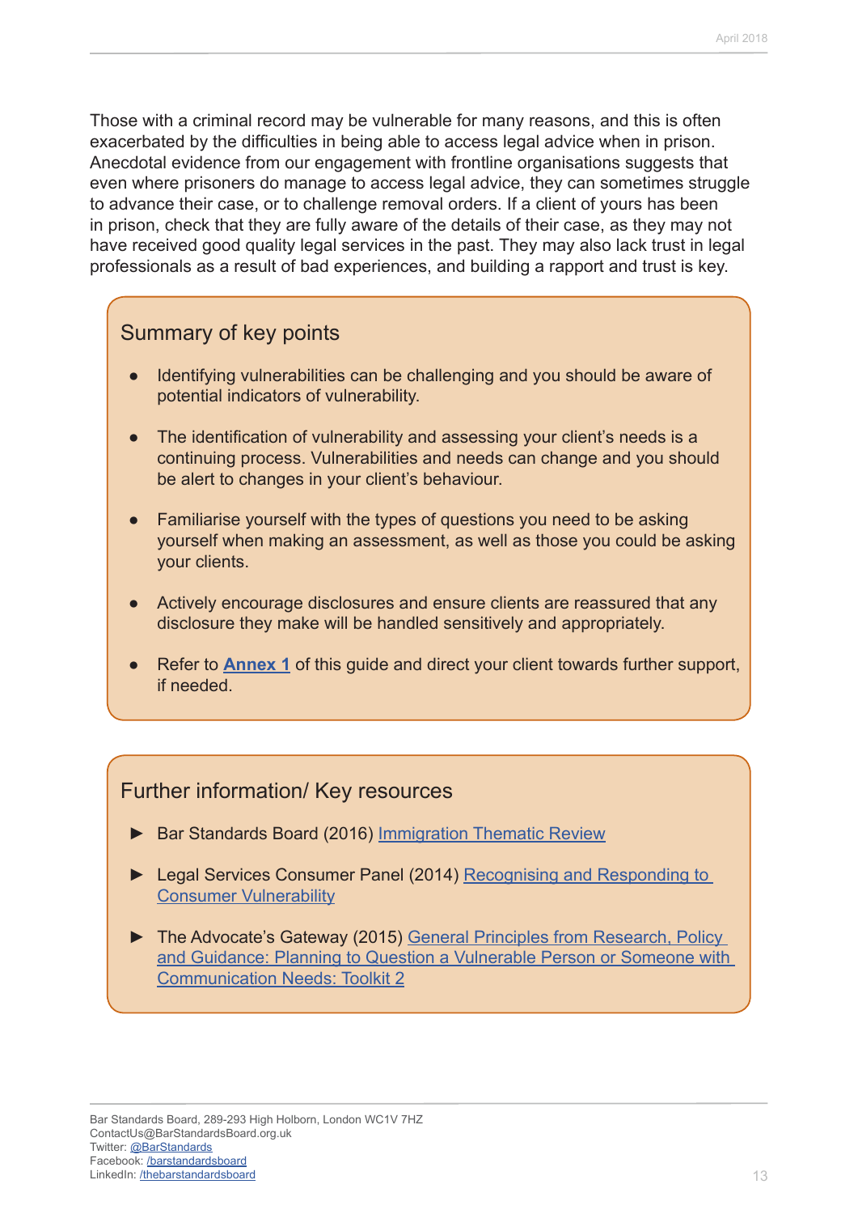Those with a criminal record may be vulnerable for many reasons, and this is often exacerbated by the difficulties in being able to access legal advice when in prison. Anecdotal evidence from our engagement with frontline organisations suggests that even where prisoners do manage to access legal advice, they can sometimes struggle to advance their case, or to challenge removal orders. If a client of yours has been in prison, check that they are fully aware of the details of their case, as they may not have received good quality legal services in the past. They may also lack trust in legal professionals as a result of bad experiences, and building a rapport and trust is key.

## Summary of key points

- Identifying vulnerabilities can be challenging and you should be aware of potential indicators of vulnerability.
- The identification of vulnerability and assessing your client's needs is a continuing process. Vulnerabilities and needs can change and you should be alert to changes in your client's behaviour.
- Familiarise yourself with the types of questions you need to be asking yourself when making an assessment, as well as those you could be asking your clients.
- Actively encourage disclosures and ensure clients are reassured that any disclosure they make will be handled sensitively and appropriately.
- Refer to **Annex 1** of this guide and direct your client towards further support, if needed.

## Further information/ Key resources

- Bar Standards Board (2016) Immigration Thematic Review
- Legal Services Consumer Panel (2014) Recognising and Responding to Consumer Vulnerability
- The Advocate's Gateway (2015) General Principles from Research, Policy and Guidance: Planning to Question a Vulnerable Person or Someone with Communication Needs: Toolkit 2

Bar Standards Board, 289-293 High Holborn, London WC1V 7HZ
ContactUs@BarStandardsBoard.org.uk
Twitter: @BarStandards
Facebook: /barstandardsboard
LinkedIn: /thebarstandardsboard